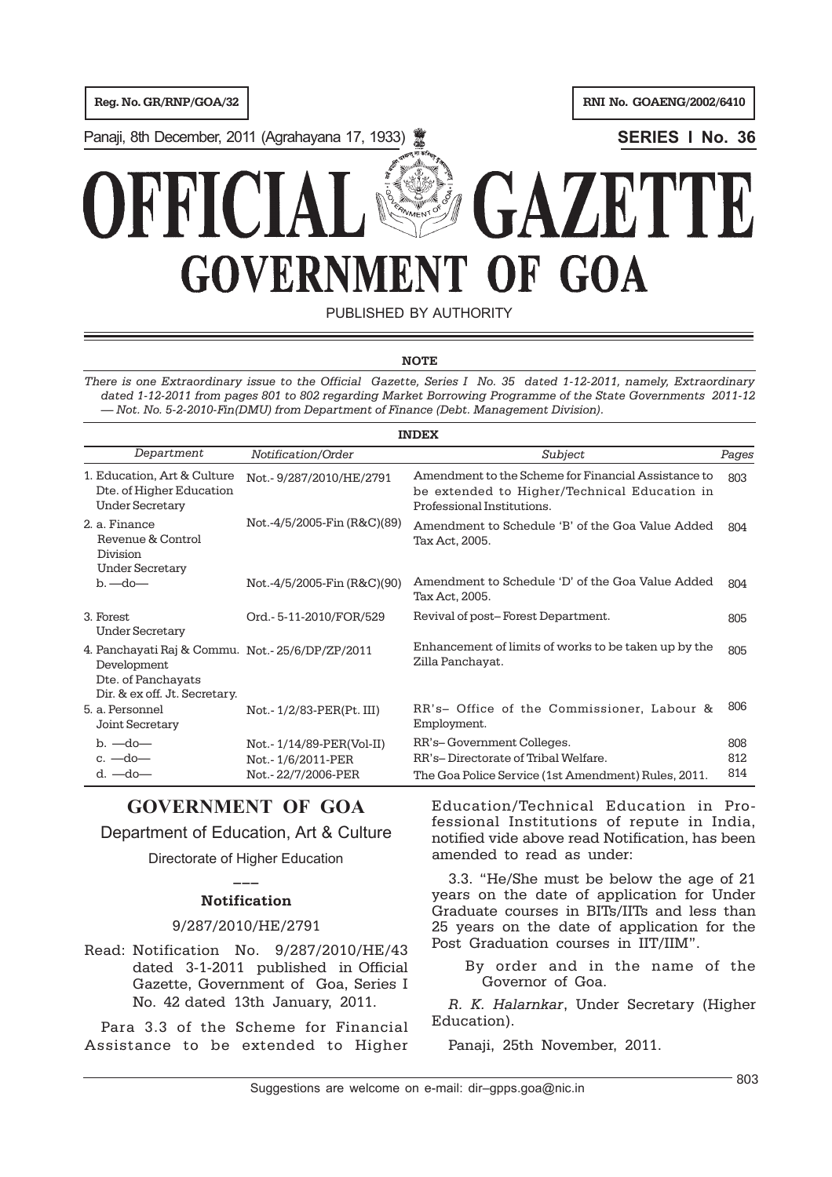Reg. No. GR/RNP/GOA/32 | RNI No. GOAENG/2002/6410

Panaji, 8th December, 2011 (Agrahayana 17, 1933) | **SERIES I No. 36**

# OFFICIAL GAZETTE
# GOVERNMENT OF GOA

PUBLISHED BY AUTHORITY

**NOTE**

*There is one Extraordinary issue to the Official Gazette, Series I No. 35 dated 1-12-2011, namely, Extraordinary dated 1-12-2011 from pages 801 to 802 regarding Market Borrowing Programme of the State Governments 2011-12 — Not. No. 5-2-2010-Fin(DMU) from Department of Finance (Debt. Management Division).*

**INDEX**

| Department | Notification/Order | Subject | Pages |
|---|---|---|---|
| 1. Education, Art & Culture Dte. of Higher Education Under Secretary | Not.- 9/287/2010/HE/2791 | Amendment to the Scheme for Financial Assistance to be extended to Higher/Technical Education in Professional Institutions. | 803 |
| 2. a. Finance Revenue & Control Division Under Secretary | Not.-4/5/2005-Fin (R&C)(89) | Amendment to Schedule 'B' of the Goa Value Added Tax Act, 2005. | 804 |
| b. —do— | Not.-4/5/2005-Fin (R&C)(90) | Amendment to Schedule 'D' of the Goa Value Added Tax Act, 2005. | 804 |
| 3. Forest Under Secretary | Ord.- 5-11-2010/FOR/529 | Revival of post– Forest Department. | 805 |
| 4. Panchayati Raj & Commu. Development Dte. of Panchayats Dir. & ex off. Jt. Secretary. | Not.- 25/6/DP/ZP/2011 | Enhancement of limits of works to be taken up by the Zilla Panchayat. | 805 |
| 5. a. Personnel Joint Secretary | Not.- 1/2/83-PER(Pt. III) | RR's– Office of the Commissioner, Labour & Employment. | 806 |
| b. —do— | Not.- 1/14/89-PER(Vol-II) | RR's– Government Colleges. | 808 |
| c. —do— | Not.- 1/6/2011-PER | RR's– Directorate of Tribal Welfare. | 812 |
| d. —do— | Not.- 22/7/2006-PER | The Goa Police Service (1st Amendment) Rules, 2011. | 814 |

## GOVERNMENT OF GOA

Department of Education, Art & Culture

Directorate of Higher Education

---

### Notification

9/287/2010/HE/2791

Read: Notification No. 9/287/2010/HE/43 dated 3-1-2011 published in Official Gazette, Government of Goa, Series I No. 42 dated 13th January, 2011.

Para 3.3 of the Scheme for Financial Assistance to be extended to Higher Education/Technical Education in Professional Institutions of repute in India, notified vide above read Notification, has been amended to read as under:

3.3. "He/She must be below the age of 21 years on the date of application for Under Graduate courses in BITs/IITs and less than 25 years on the date of application for the Post Graduation courses in IIT/IIM".

By order and in the name of the Governor of Goa.

*R. K. Halarnkar*, Under Secretary (Higher Education).

Panaji, 25th November, 2011.

Suggestions are welcome on e-mail: dir–gpps.goa@nic.in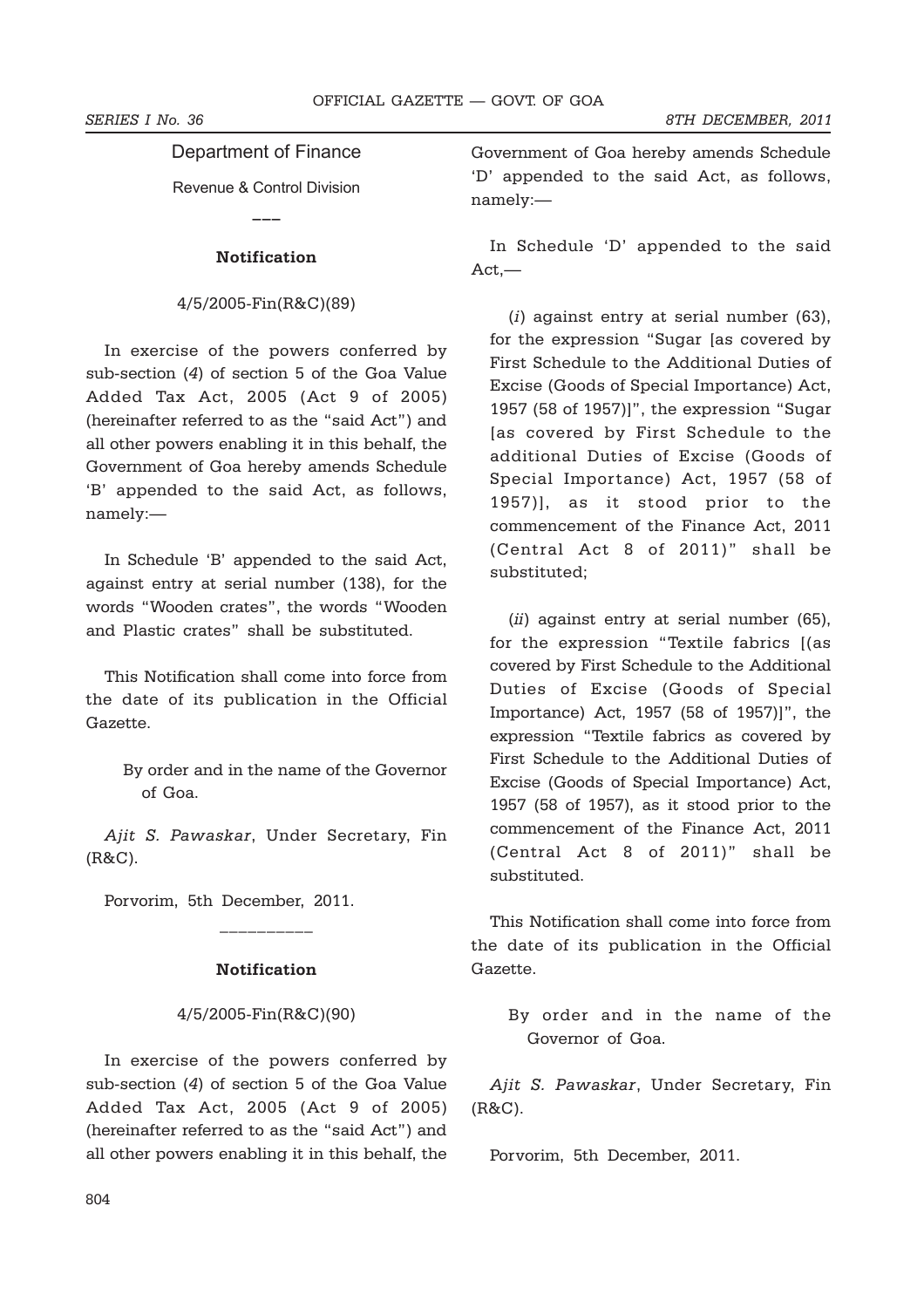## Department of Finance

Revenue & Control Division

---

### Notification

4/5/2005-Fin(R&C)(89)

In exercise of the powers conferred by sub-section (*4*) of section 5 of the Goa Value Added Tax Act, 2005 (Act 9 of 2005) (hereinafter referred to as the "said Act") and all other powers enabling it in this behalf, the Government of Goa hereby amends Schedule 'B' appended to the said Act, as follows, namely:—

In Schedule 'B' appended to the said Act, against entry at serial number (138), for the words "Wooden crates", the words "Wooden and Plastic crates" shall be substituted.

This Notification shall come into force from the date of its publication in the Official Gazette.

By order and in the name of the Governor of Goa.

*Ajit S. Pawaskar*, Under Secretary, Fin (R&C).

Porvorim, 5th December, 2011.

---

### Notification

4/5/2005-Fin(R&C)(90)

In exercise of the powers conferred by sub-section (*4*) of section 5 of the Goa Value Added Tax Act, 2005 (Act 9 of 2005) (hereinafter referred to as the "said Act") and all other powers enabling it in this behalf, the Government of Goa hereby amends Schedule 'D' appended to the said Act, as follows, namely:—

In Schedule 'D' appended to the said Act,—

(*i*) against entry at serial number (63), for the expression "Sugar [as covered by First Schedule to the Additional Duties of Excise (Goods of Special Importance) Act, 1957 (58 of 1957)]", the expression "Sugar [as covered by First Schedule to the additional Duties of Excise (Goods of Special Importance) Act, 1957 (58 of 1957)], as it stood prior to the commencement of the Finance Act, 2011 (Central Act 8 of 2011)" shall be substituted;

(*ii*) against entry at serial number (65), for the expression "Textile fabrics [(as covered by First Schedule to the Additional Duties of Excise (Goods of Special Importance) Act, 1957 (58 of 1957)]", the expression "Textile fabrics as covered by First Schedule to the Additional Duties of Excise (Goods of Special Importance) Act, 1957 (58 of 1957), as it stood prior to the commencement of the Finance Act, 2011 (Central Act 8 of 2011)" shall be substituted.

This Notification shall come into force from the date of its publication in the Official Gazette.

By order and in the name of the Governor of Goa.

*Ajit S. Pawaskar*, Under Secretary, Fin (R&C).

Porvorim, 5th December, 2011.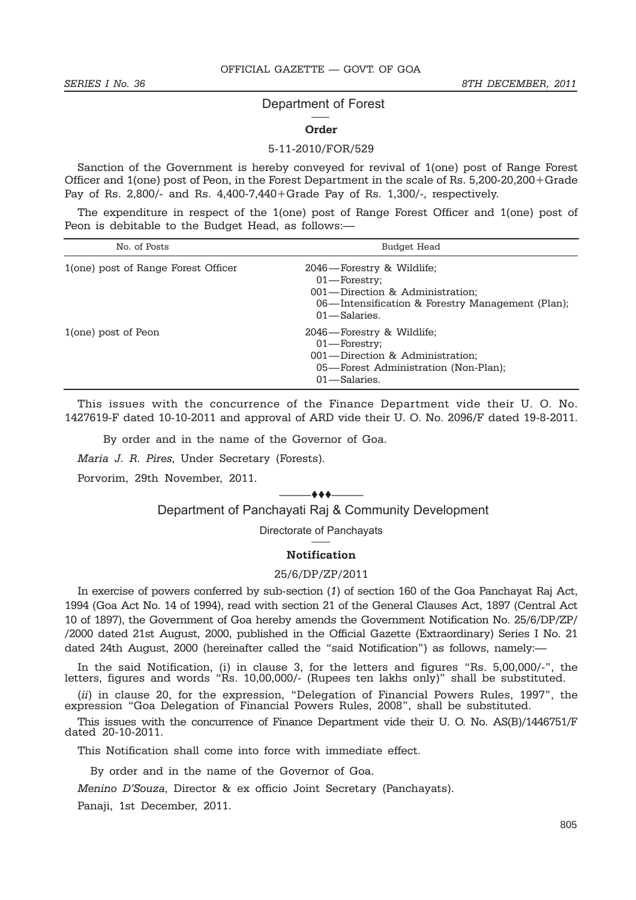## Department of Forest

### Order

5-11-2010/FOR/529

Sanction of the Government is hereby conveyed for revival of 1(one) post of Range Forest Officer and 1(one) post of Peon, in the Forest Department in the scale of Rs. 5,200-20,200+Grade Pay of Rs. 2,800/- and Rs. 4,400-7,440+Grade Pay of Rs. 1,300/-, respectively.

The expenditure in respect of the 1(one) post of Range Forest Officer and 1(one) post of Peon is debitable to the Budget Head, as follows:—

| No. of Posts | Budget Head |
|---|---|
| 1(one) post of Range Forest Officer | 2046—Forestry & Wildlife; 01—Forestry; 001—Direction & Administration; 06—Intensification & Forestry Management (Plan); 01—Salaries. |
| 1(one) post of Peon | 2046—Forestry & Wildlife; 01—Forestry; 001—Direction & Administration; 05—Forest Administration (Non-Plan); 01—Salaries. |

This issues with the concurrence of the Finance Department vide their U. O. No. 1427619-F dated 10-10-2011 and approval of ARD vide their U. O. No. 2096/F dated 19-8-2011.

By order and in the name of the Governor of Goa.

*Maria J. R. Pires*, Under Secretary (Forests).

Porvorim, 29th November, 2011.

---

## Department of Panchayati Raj & Community Development

Directorate of Panchayats

### Notification

25/6/DP/ZP/2011

In exercise of powers conferred by sub-section (*1*) of section 160 of the Goa Panchayat Raj Act, 1994 (Goa Act No. 14 of 1994), read with section 21 of the General Clauses Act, 1897 (Central Act 10 of 1897), the Government of Goa hereby amends the Government Notification No. 25/6/DP/ZP/ /2000 dated 21st August, 2000, published in the Official Gazette (Extraordinary) Series I No. 21 dated 24th August, 2000 (hereinafter called the "said Notification") as follows, namely:—

In the said Notification, (i) in clause 3, for the letters and figures "Rs. 5,00,000/-", the letters, figures and words "Rs. 10,00,000/- (Rupees ten lakhs only)" shall be substituted.

(*ii*) in clause 20, for the expression, "Delegation of Financial Powers Rules, 1997", the expression "Goa Delegation of Financial Powers Rules, 2008", shall be substituted.

This issues with the concurrence of Finance Department vide their U. O. No. AS(B)/1446751/F dated 20-10-2011.

This Notification shall come into force with immediate effect.

By order and in the name of the Governor of Goa.

*Menino D'Souza*, Director & ex officio Joint Secretary (Panchayats).

Panaji, 1st December, 2011.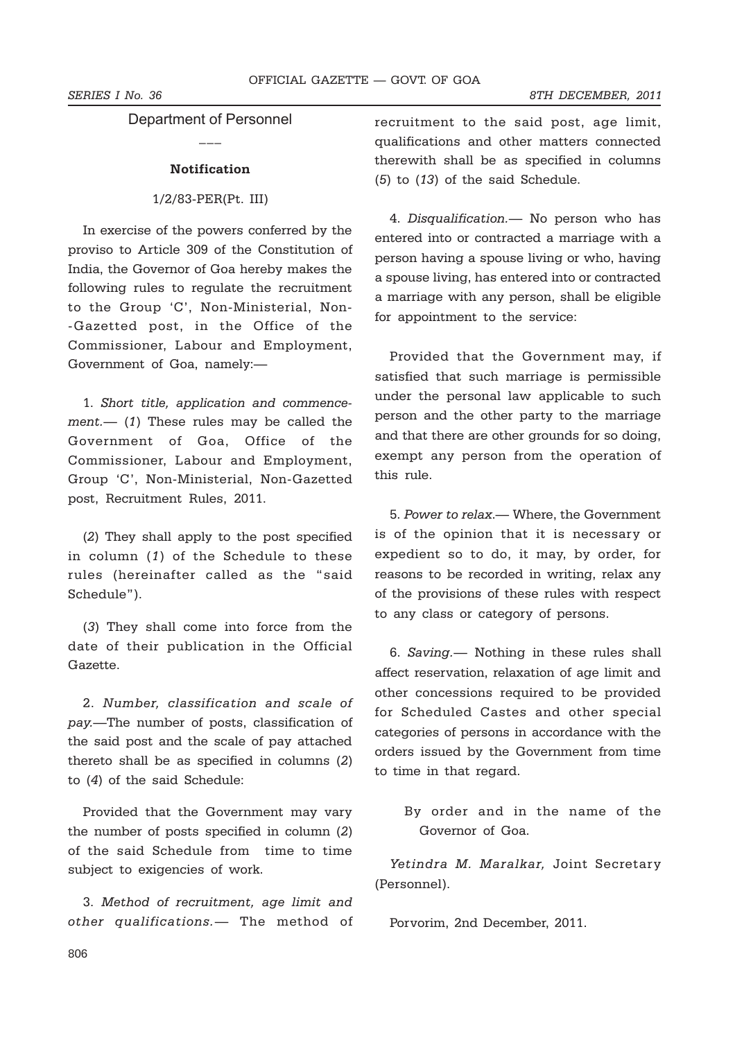## Department of Personnel

---

### Notification

1/2/83-PER(Pt. III)

In exercise of the powers conferred by the proviso to Article 309 of the Constitution of India, the Governor of Goa hereby makes the following rules to regulate the recruitment to the Group 'C', Non-Ministerial, Non-Gazetted post, in the Office of the Commissioner, Labour and Employment, Government of Goa, namely:—

1. *Short title, application and commencement.*— (*1*) These rules may be called the Government of Goa, Office of the Commissioner, Labour and Employment, Group 'C', Non-Ministerial, Non-Gazetted post, Recruitment Rules, 2011.

(*2*) They shall apply to the post specified in column (*1*) of the Schedule to these rules (hereinafter called as the "said Schedule").

(*3*) They shall come into force from the date of their publication in the Official Gazette.

2. *Number, classification and scale of pay.*—The number of posts, classification of the said post and the scale of pay attached thereto shall be as specified in columns (*2*) to (*4*) of the said Schedule:

Provided that the Government may vary the number of posts specified in column (*2*) of the said Schedule from time to time subject to exigencies of work.

3. *Method of recruitment, age limit and other qualifications.*— The method of recruitment to the said post, age limit, qualifications and other matters connected therewith shall be as specified in columns (*5*) to (*13*) of the said Schedule.

4. *Disqualification.*— No person who has entered into or contracted a marriage with a person having a spouse living or who, having a spouse living, has entered into or contracted a marriage with any person, shall be eligible for appointment to the service:

Provided that the Government may, if satisfied that such marriage is permissible under the personal law applicable to such person and the other party to the marriage and that there are other grounds for so doing, exempt any person from the operation of this rule.

5. *Power to relax.*— Where, the Government is of the opinion that it is necessary or expedient so to do, it may, by order, for reasons to be recorded in writing, relax any of the provisions of these rules with respect to any class or category of persons.

6. *Saving.*— Nothing in these rules shall affect reservation, relaxation of age limit and other concessions required to be provided for Scheduled Castes and other special categories of persons in accordance with the orders issued by the Government from time to time in that regard.

By order and in the name of the Governor of Goa.

*Yetindra M. Maralkar,* Joint Secretary (Personnel).

Porvorim, 2nd December, 2011.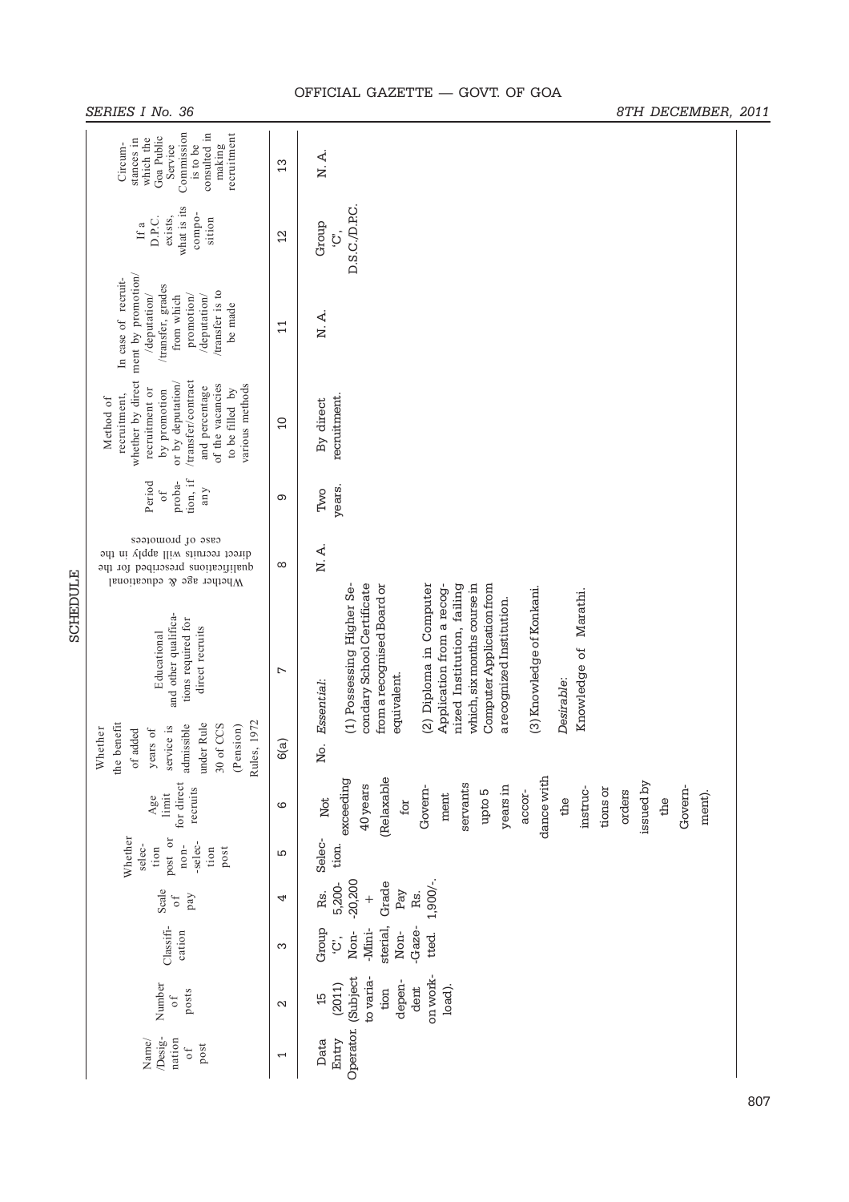## SCHEDULE

| Name/ Designation of post | Number of posts | Classification | Scale of pay | Whether selection post or non-selection post | Age limit for direct recruits | Whether the benefit of added years of service is admissible under Rule 30 of CCS (Pension) Rules, 1972 | Educational and other qualifications required for direct recruits | Whether age & educational qualifications prescribed for the direct recruits will apply in the case of promotees | Period of probation, if any | Method of recruitment, whether by direct recruitment or by promotion or by deputation/ /transfer/contract and percentage of the vacancies to be filled by various methods | In case of recruitment by promotion/ /deputation/ /transfer, grades from which promotion/ /deputation/ /transfer is to be made | If a D.P.C. exists, what is its composition | Circumstances in which the Goa Public Service Commission is to be consulted in making recruitment |
|---|---|---|---|---|---|---|---|---|---|---|---|---|---|
| 1 | 2 | 3 | 4 | 5 | 6 | 6(a) | 7 | 8 | 9 | 10 | 11 | 12 | 13 |
| Data Entry Operator. | 15 (2011) (Subject to variation dependent on workload). | Group 'C', Non-Ministerial, Non-Gazetted. | Rs. 5,200-20,200 + Grade Pay Rs. 1,900/-. | Selection. | Not exceeding 40 years (Relaxable for Government servants upto 5 years in accordance with the instructions or orders issued by the Government). | No. | *Essential*:<br><br>(1) Possessing Higher Secondary School Certificate from a recognised Board or equivalent.<br><br>(2) Diploma in Computer Application from a recognized Institution, failing which, six months course in Computer Application from a recognized Institution.<br><br>(3) Knowledge of Konkani.<br><br>*Desirable*:<br><br>Knowledge of Marathi. | N. A. | Two years. | By direct recruitment. | N. A. | Group 'C', D.S.C./D.P.C. | N. A. |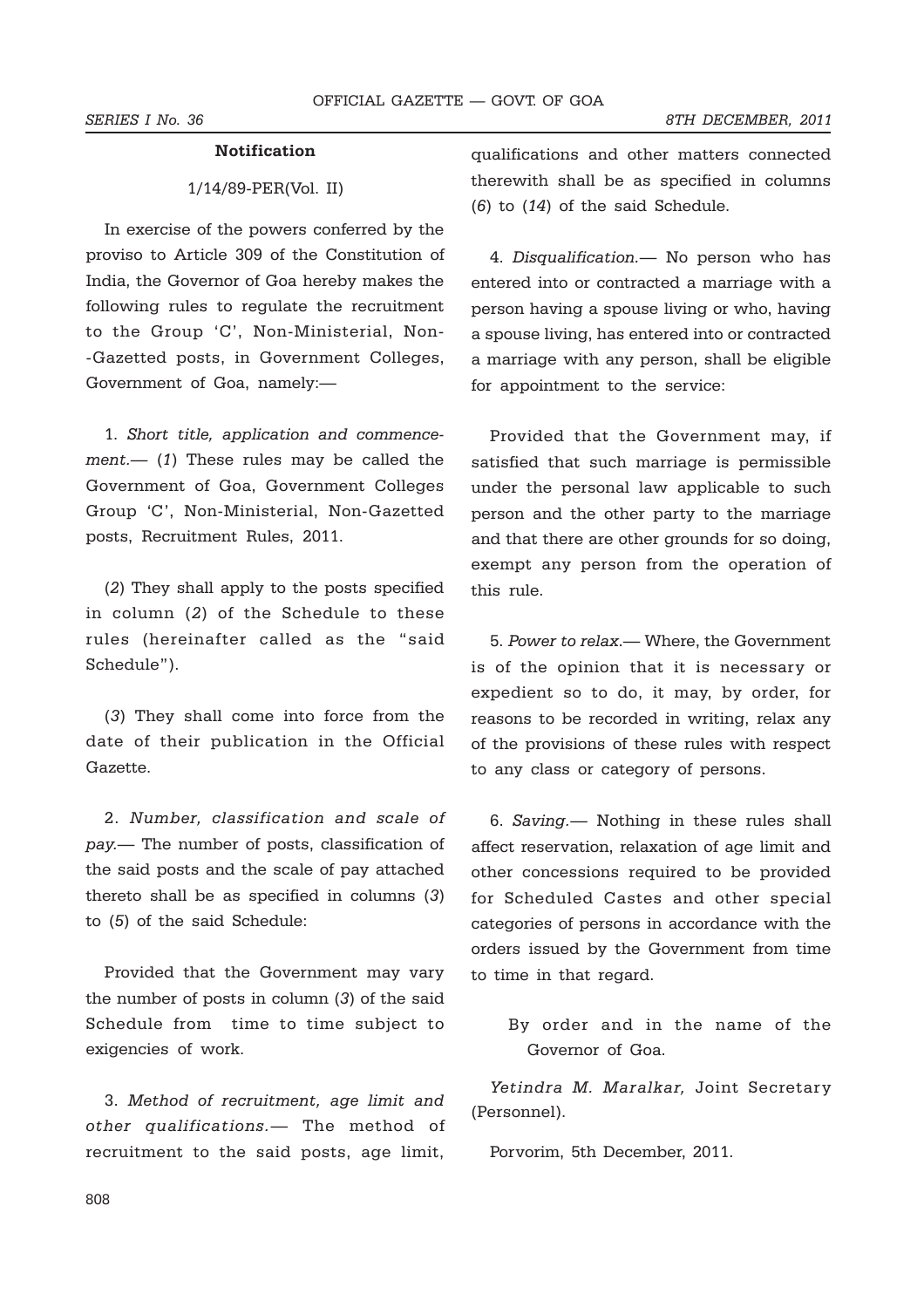## Notification

1/14/89-PER(Vol. II)

In exercise of the powers conferred by the proviso to Article 309 of the Constitution of India, the Governor of Goa hereby makes the following rules to regulate the recruitment to the Group 'C', Non-Ministerial, Non-Gazetted posts, in Government Colleges, Government of Goa, namely:—

1. *Short title, application and commencement.*— (*1*) These rules may be called the Government of Goa, Government Colleges Group 'C', Non-Ministerial, Non-Gazetted posts, Recruitment Rules, 2011.

(*2*) They shall apply to the posts specified in column (*2*) of the Schedule to these rules (hereinafter called as the "said Schedule").

(*3*) They shall come into force from the date of their publication in the Official Gazette.

2. *Number, classification and scale of pay.*— The number of posts, classification of the said posts and the scale of pay attached thereto shall be as specified in columns (*3*) to (*5*) of the said Schedule:

Provided that the Government may vary the number of posts in column (*3*) of the said Schedule from time to time subject to exigencies of work.

3. *Method of recruitment, age limit and other qualifications.*— The method of recruitment to the said posts, age limit, qualifications and other matters connected therewith shall be as specified in columns (*6*) to (*14*) of the said Schedule.

4. *Disqualification.*— No person who has entered into or contracted a marriage with a person having a spouse living or who, having a spouse living, has entered into or contracted a marriage with any person, shall be eligible for appointment to the service:

Provided that the Government may, if satisfied that such marriage is permissible under the personal law applicable to such person and the other party to the marriage and that there are other grounds for so doing, exempt any person from the operation of this rule.

5. *Power to relax.*— Where, the Government is of the opinion that it is necessary or expedient so to do, it may, by order, for reasons to be recorded in writing, relax any of the provisions of these rules with respect to any class or category of persons.

6. *Saving.*— Nothing in these rules shall affect reservation, relaxation of age limit and other concessions required to be provided for Scheduled Castes and other special categories of persons in accordance with the orders issued by the Government from time to time in that regard.

By order and in the name of the Governor of Goa.

*Yetindra M. Maralkar,* Joint Secretary (Personnel).

Porvorim, 5th December, 2011.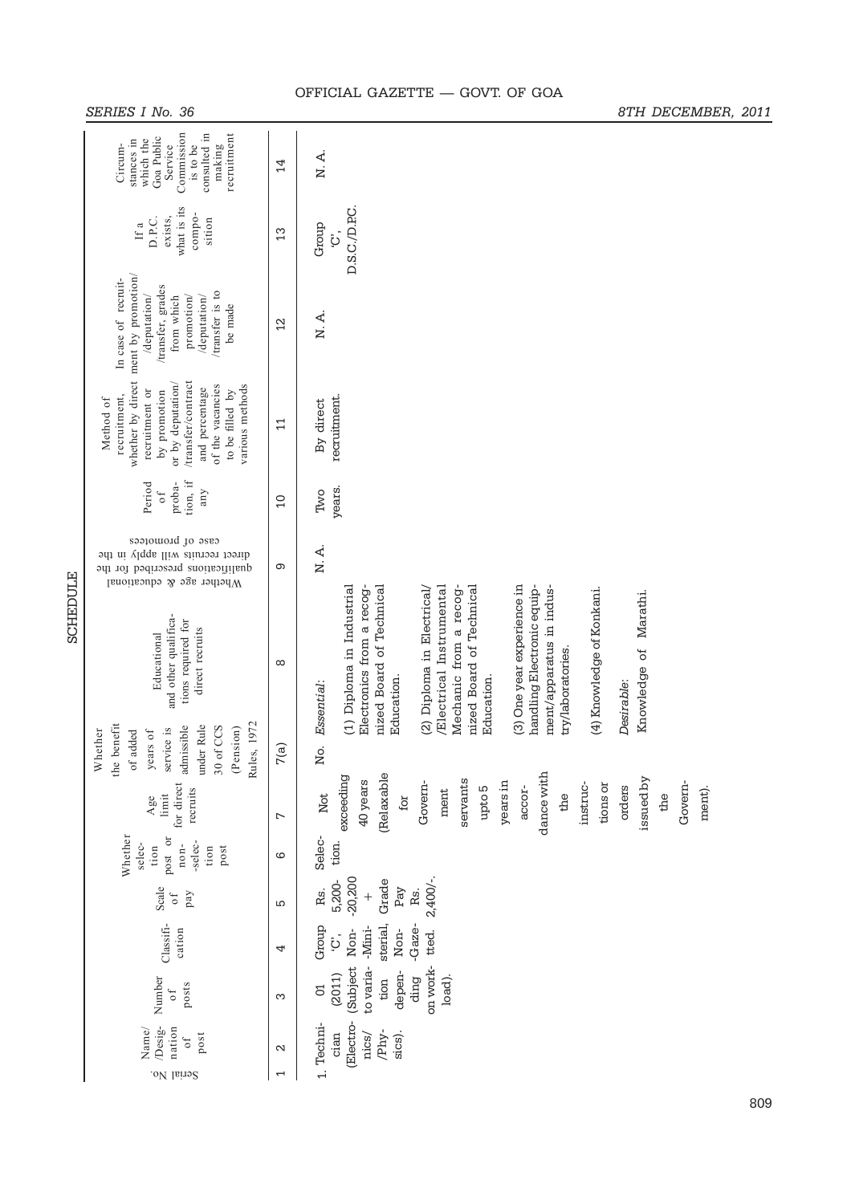## SCHEDULE

| Serial No. | Name/ Designation of post | Number of posts | Classification | Scale of pay | Whether selection post or non-selection post | Age limit for direct recruits | Whether the benefit of added years of service is admissible under Rule 30 of CCS (Pension) Rules, 1972 | Educational and other qualifications required for direct recruits | Whether age & educational qualifications prescribed for the direct recruits will apply in the case of promotees | Period of probation, if any | Method of recruitment, whether by direct recruitment or by promotion or by deputation/ /transfer/contract and percentage of the vacancies to be filled by various methods | In case of recruitment by promotion/ /deputation/ /transfer, grades from which promotion/ /deputation/ /transfer is to be made | If a D.P.C. exists, what is its composition | Circumstances in which the Goa Public Service Commission is to be consulted in making recruitment |
|---|---|---|---|---|---|---|---|---|---|---|---|---|---|---|
| 1 | 2 | 3 | 4 | 5 | 6 | 7 | 7(a) | 8 | 9 | 10 | 11 | 12 | 13 | 14 |
| 1. | Technician (Electronics/ /Physics). | 01 (2011) (Subject to variation dependding on workload). | Group 'C', Non--Ministerial, Non--Gazetted. | Rs. 5,200--20,200 + Grade Pay Rs. 2,400/-. | Selection. | Not exceeding 40 years (Relaxable for Government servants upto 5 years in accordance with the instructions or orders issued by the Government). | No. | *Essential*: (1) Diploma in Industrial Electronics from a recognized Board of Technical Education. (2) Diploma in Electrical/ /Electrical Instrumental Mechanic from a recognized Board of Technical Education. (3) One year experience in handling Electronic equipment/apparatus in industry/laboratories. (4) Knowledge of Konkani. *Desirable*: Knowledge of Marathi. | N. A. | Two years. | By direct recruitment. | N. A. | Group 'C', D.S.C./D.P.C. | N. A. |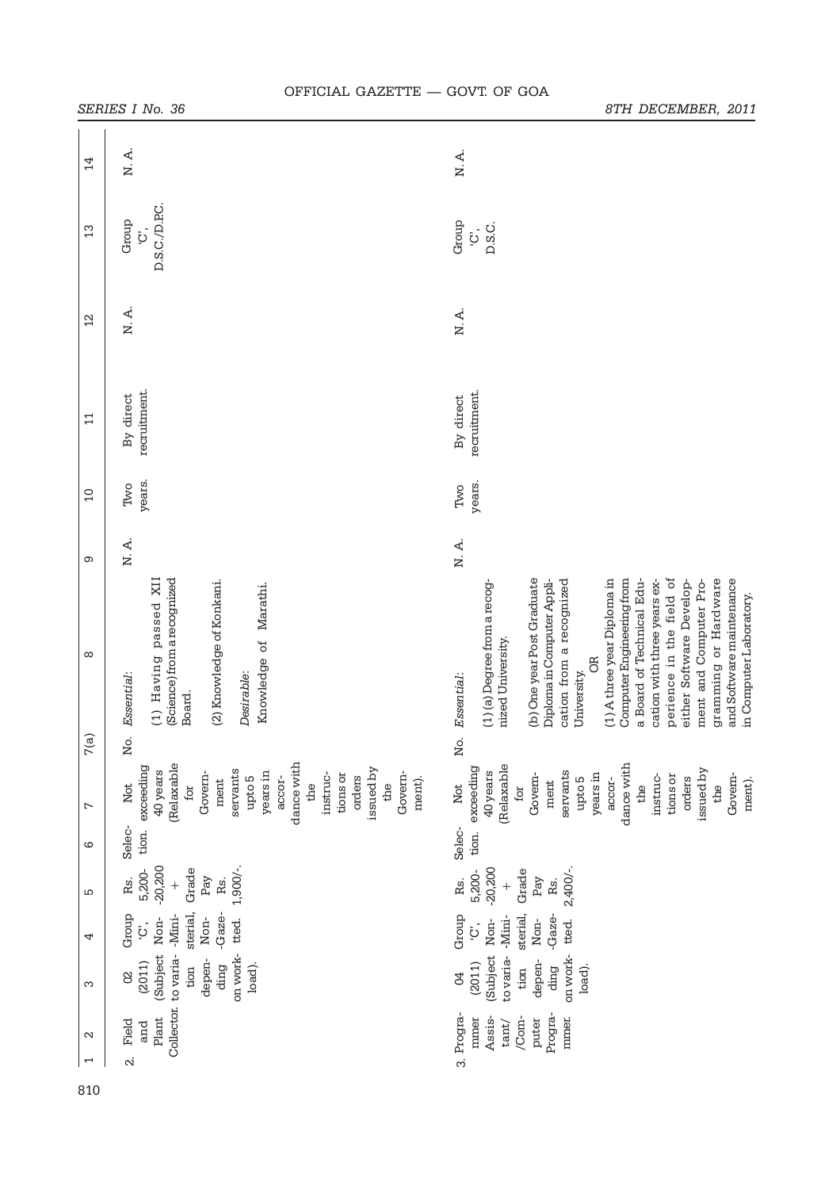| 1 | 2 | 3 | 4 | 5 | 6 | 7 | 7(a) | 8 | 9 | 10 | 11 | 12 | 13 | 14 |
|---|---|---|---|---|---|---|---|---|---|---|---|---|---|---|
| 2. | Field and Plant Collector. | 02 (2011) (Subject to variation depending on workload). | Group 'C', Non-Ministerial, Non-Gazetted. | Rs. 5,200-20,200 + Grade Pay Rs. 1,900/-. | Selection. | Not exceeding 40 years (Relaxable for Government servants upto 5 years in accordance with the instructions or orders issued by the Government). | No. | *Essential*: (1) Having passed XII (Science) from a recognized Board. (2) Knowledge of Konkani. *Desirable*: Knowledge of Marathi. | N. A. | Two years. | By direct recruitment. | N. A. | Group 'C', D.S.C./D.P.C. | N. A. |
| 3. | Programmer Assistant/Computer Programmer. | 04 (2011) (Subject to variation depending on workload). | Group 'C', Non-Ministerial, Non-Gazetted. | Rs. 5,200-20,200 + Grade Pay Rs. 2,400/-. | Selection. | Not exceeding 40 years (Relaxable for Government servants upto 5 years in accordance with the instructions or orders issued by the Government). | No. | *Essential*: (1) (a) Degree from a recognized University. (b) One year Post Graduate Diploma in Computer Application from a recognized University. OR (1) A three year Diploma in Computer Engineering from a Board of Technical Education with three years experience in the field of either Software Development and Computer Programming or Hardware and Software maintenance in Computer Laboratory. | N. A. | Two years. | By direct recruitment. | N. A. | Group 'C', D.S.C. | N. A. |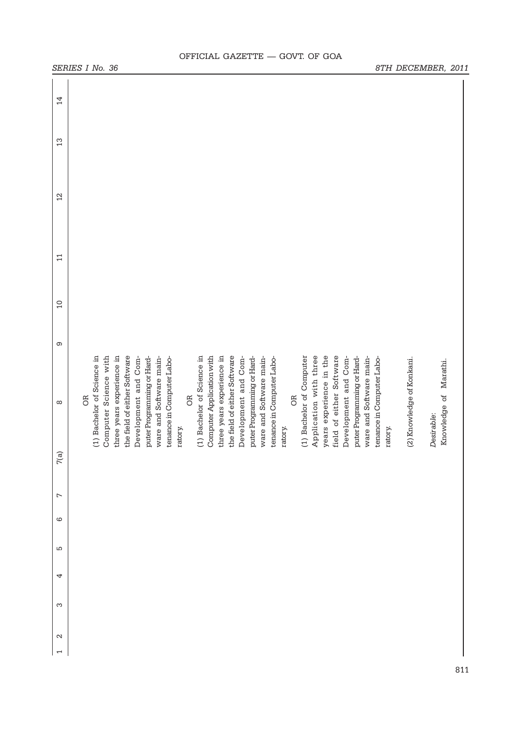| 1 | 2 | 3 | 4 | 5 | 6 | 7 | 7(a) | 8 | 9 | 10 | 11 | 12 | 13 | 14 |
|---|---|---|---|---|---|---|---|---|---|---|---|---|---|---|
| | | | | | | | | OR<br>(1) Bachelor of Science in Computer Science with three years experience in the field of either Software Development and Computer Programming or Hardware and Software maintenance in Computer Laboratory.<br>OR<br>(1) Bachelor of Science in Computer Application with three years experience in the field of either Software Development and Computer Programming or Hardware and Software maintenance in Computer Laboratory.<br>OR<br>(1) Bachelor of Computer Application with three years experience in the field of either Software Development and Computer Programming or Hardware and Software maintenance in Computer Laboratory.<br>(2) Knowledge of Konkani.<br>*Desirable*:<br>Knowledge of Marathi. | | | | | | |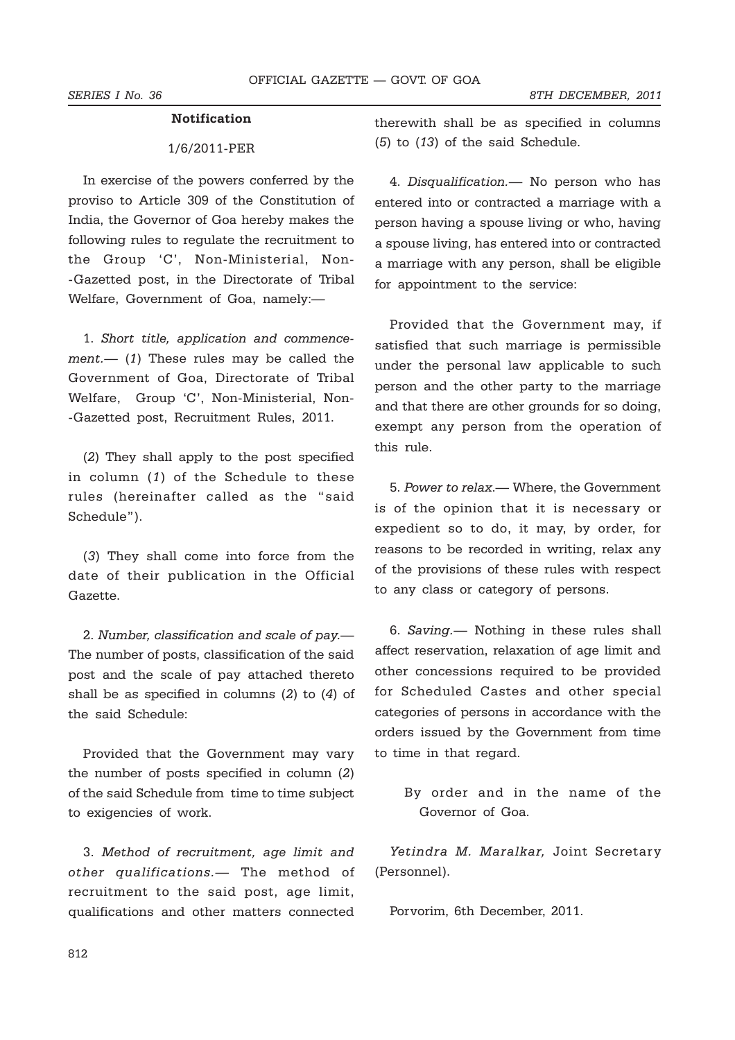### Notification

1/6/2011-PER

In exercise of the powers conferred by the proviso to Article 309 of the Constitution of India, the Governor of Goa hereby makes the following rules to regulate the recruitment to the Group 'C', Non-Ministerial, Non--Gazetted post, in the Directorate of Tribal Welfare, Government of Goa, namely:—

1. *Short title, application and commencement.*— (*1*) These rules may be called the Government of Goa, Directorate of Tribal Welfare, Group 'C', Non-Ministerial, Non--Gazetted post, Recruitment Rules, 2011.

(*2*) They shall apply to the post specified in column (*1*) of the Schedule to these rules (hereinafter called as the "said Schedule").

(*3*) They shall come into force from the date of their publication in the Official Gazette.

2. *Number, classification and scale of pay.*— The number of posts, classification of the said post and the scale of pay attached thereto shall be as specified in columns (*2*) to (*4*) of the said Schedule:

Provided that the Government may vary the number of posts specified in column (*2*) of the said Schedule from time to time subject to exigencies of work.

3. *Method of recruitment, age limit and other qualifications.*— The method of recruitment to the said post, age limit, qualifications and other matters connected therewith shall be as specified in columns (*5*) to (*13*) of the said Schedule.

4. *Disqualification.*— No person who has entered into or contracted a marriage with a person having a spouse living or who, having a spouse living, has entered into or contracted a marriage with any person, shall be eligible for appointment to the service:

Provided that the Government may, if satisfied that such marriage is permissible under the personal law applicable to such person and the other party to the marriage and that there are other grounds for so doing, exempt any person from the operation of this rule.

5. *Power to relax.*— Where, the Government is of the opinion that it is necessary or expedient so to do, it may, by order, for reasons to be recorded in writing, relax any of the provisions of these rules with respect to any class or category of persons.

6. *Saving.*— Nothing in these rules shall affect reservation, relaxation of age limit and other concessions required to be provided for Scheduled Castes and other special categories of persons in accordance with the orders issued by the Government from time to time in that regard.

By order and in the name of the Governor of Goa.

*Yetindra M. Maralkar,* Joint Secretary (Personnel).

Porvorim, 6th December, 2011.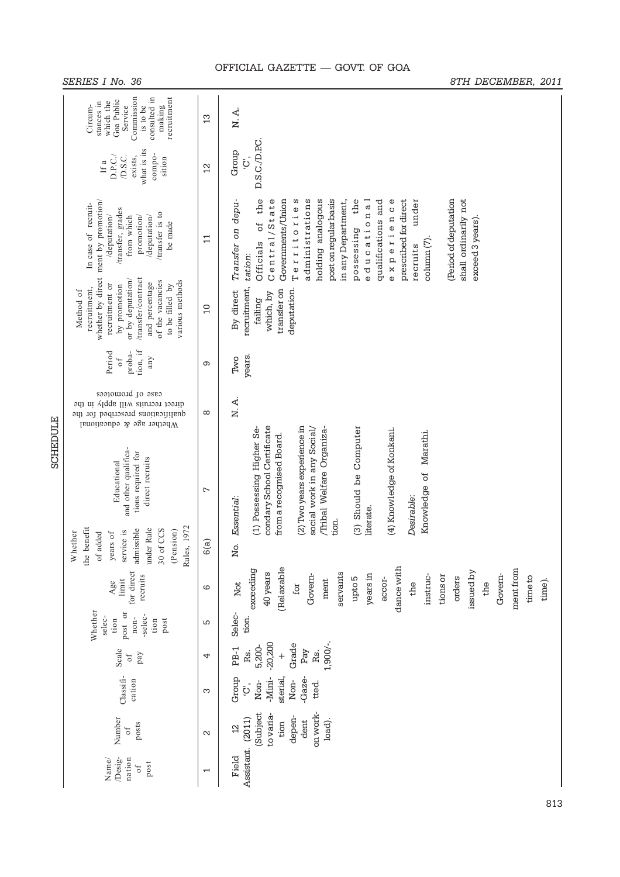# SCHEDULE

| Name/Designation of post | Number of posts | Classification | Scale of pay | Whether selection post or non-selection post | Age limit for direct recruits | Whether the benefit of added years of service is admissible under Rule 30 of CCS (Pension) Rules, 1972 | Educational and other qualifications required for direct recruits | Whether age & educational qualifications prescribed for the direct recruits will apply in the case of promotees | Period of probation, if any | Method of recruitment, whether by direct recruitment or by promotion or by deputation/transfer/contract and percentage of the vacancies to be filled by various methods | In case of recruitment by promotion/deputation/transfer, grades from which promotion/deputation/transfer is to be made | If a D.P.C./D.S.C. exists, what is its composition | Circumstances in which the Goa Public Service Commission is to be consulted in making recruitment |
|---|---|---|---|---|---|---|---|---|---|---|---|---|---|
| 1 | 2 | 3 | 4 | 5 | 6 | 6(a) | 7 | 8 | 9 | 10 | 11 | 12 | 13 |
| Field Assistant. | 12 (2011) (Subject to variation dependent on workload). | Group 'C', Non-Ministerial, Non-Gazetted. | PB-1 Rs. 5,200-20,200 + Grade Pay Rs. 1,900/-. | Selection. | Not exceeding 40 years (Relaxable for Government servants upto 5 years in accordance with the instructions or orders issued by the Government from time to time). | No. | *Essential*:<br>(1) Possessing Higher Secondary School Certificate from a recognised Board.<br>(2) Two years experience in social work in any Social/Tribal Welfare Organization.<br>(3) Should be Computer literate.<br>(4) Knowledge of Konkani.<br>*Desirable*:<br>Knowledge of Marathi. | N. A. | Two years. | By direct recruitment, failing which, by transfer on deputation. | *Transfer on deputation*:<br>Officials of the Central/State Governments/Union Territories administrations holding analogous post on regular basis in any Department, possessing the educational qualifications and experience prescribed for direct recruits under column (7).<br>(Period of deputation shall ordinarily not exceed 3 years). | Group 'C', D.S.C./D.P.C. | N. A. |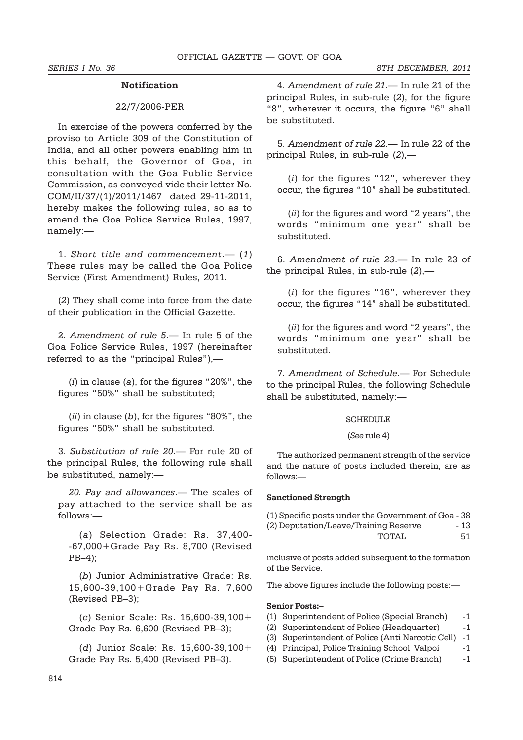## Notification

22/7/2006-PER

In exercise of the powers conferred by the proviso to Article 309 of the Constitution of India, and all other powers enabling him in this behalf, the Governor of Goa, in consultation with the Goa Public Service Commission, as conveyed vide their letter No. COM/II/37/(1)/2011/1467 dated 29-11-2011, hereby makes the following rules, so as to amend the Goa Police Service Rules, 1997, namely:—

1. *Short title and commencement*.— (*1*) These rules may be called the Goa Police Service (First Amendment) Rules, 2011.

(*2*) They shall come into force from the date of their publication in the Official Gazette.

2. *Amendment of rule 5*.— In rule 5 of the Goa Police Service Rules, 1997 (hereinafter referred to as the "principal Rules"),—

(*i*) in clause (*a*), for the figures "20%", the figures "50%" shall be substituted;

(*ii*) in clause (*b*), for the figures "80%", the figures "50%" shall be substituted.

3. *Substitution of rule 20*.— For rule 20 of the principal Rules, the following rule shall be substituted, namely:—

*20. Pay and allowances*.— The scales of pay attached to the service shall be as follows:—

(*a*) Selection Grade: Rs. 37,400- -67,000+Grade Pay Rs. 8,700 (Revised PB–4);

(*b*) Junior Administrative Grade: Rs. 15,600-39,100+Grade Pay Rs. 7,600 (Revised PB–3);

(*c*) Senior Scale: Rs. 15,600-39,100+ Grade Pay Rs. 6,600 (Revised PB–3);

(*d*) Junior Scale: Rs. 15,600-39,100+ Grade Pay Rs. 5,400 (Revised PB–3).

4. *Amendment of rule 21*.— In rule 21 of the principal Rules, in sub-rule (*2*), for the figure "8", wherever it occurs, the figure "6" shall be substituted.

5. *Amendment of rule 22*.— In rule 22 of the principal Rules, in sub-rule (*2*),—

(*i*) for the figures "12", wherever they occur, the figures "10" shall be substituted.

(*ii*) for the figures and word "2 years", the words "minimum one year" shall be substituted.

6. *Amendment of rule 23*.— In rule 23 of the principal Rules, in sub-rule (*2*),—

(*i*) for the figures "16", wherever they occur, the figures "14" shall be substituted.

(*ii*) for the figures and word "2 years", the words "minimum one year" shall be substituted.

7. *Amendment of Schedule*.— For Schedule to the principal Rules, the following Schedule shall be substituted, namely:—

SCHEDULE

(*See* rule 4)

The authorized permanent strength of the service and the nature of posts included therein, are as follows:—

**Sanctioned Strength**

| | |
|---|---|
| (1) Specific posts under the Government of Goa | - 38 |
| (2) Deputation/Leave/Training Reserve | - 13 |
| TOTAL | 51 |

inclusive of posts added subsequent to the formation of the Service.

The above figures include the following posts:—

**Senior Posts:–**

| | |
|---|---|
| (1) Superintendent of Police (Special Branch) | -1 |
| (2) Superintendent of Police (Headquarter) | -1 |
| (3) Superintendent of Police (Anti Narcotic Cell) | -1 |
| (4) Principal, Police Training School, Valpoi | -1 |
| (5) Superintendent of Police (Crime Branch) | -1 |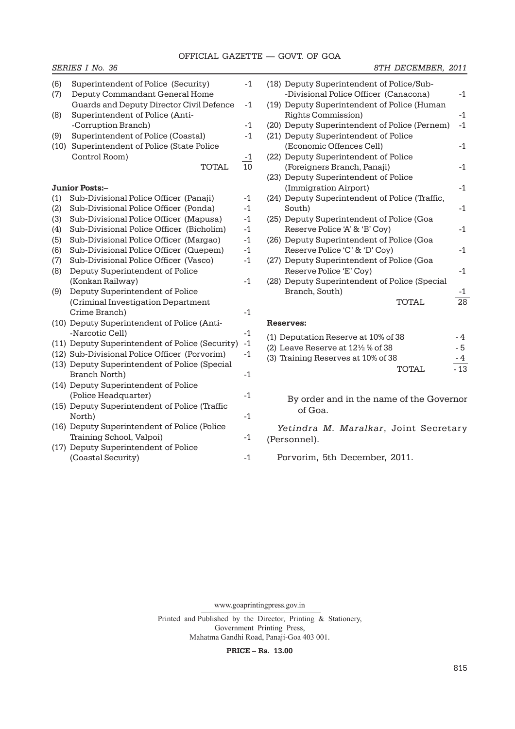| | | |
|---|---|---|
| (6) | Superintendent of Police (Security) | -1 |
| (7) | Deputy Commandant General Home Guards and Deputy Director Civil Defence | -1 |
| (8) | Superintendent of Police (Anti--Corruption Branch) | -1 |
| (9) | Superintendent of Police (Coastal) | -1 |
| (10) | Superintendent of Police (State Police Control Room) | -1 |
| | TOTAL | 10 |

**Junior Posts:–**

| | | |
|---|---|---|
| (1) | Sub-Divisional Police Officer (Panaji) | -1 |
| (2) | Sub-Divisional Police Officer (Ponda) | -1 |
| (3) | Sub-Divisional Police Officer (Mapusa) | -1 |
| (4) | Sub-Divisional Police Officer (Bicholim) | -1 |
| (5) | Sub-Divisional Police Officer (Margao) | -1 |
| (6) | Sub-Divisional Police Officer (Quepem) | -1 |
| (7) | Sub-Divisional Police Officer (Vasco) | -1 |
| (8) | Deputy Superintendent of Police (Konkan Railway) | -1 |
| (9) | Deputy Superintendent of Police (Criminal Investigation Department Crime Branch) | -1 |
| (10) | Deputy Superintendent of Police (Anti--Narcotic Cell) | -1 |
| (11) | Deputy Superintendent of Police (Security) | -1 |
| (12) | Sub-Divisional Police Officer (Porvorim) | -1 |
| (13) | Deputy Superintendent of Police (Special Branch North) | -1 |
| (14) | Deputy Superintendent of Police (Police Headquarter) | -1 |
| (15) | Deputy Superintendent of Police (Traffic North) | -1 |
| (16) | Deputy Superintendent of Police (Police Training School, Valpoi) | -1 |
| (17) | Deputy Superintendent of Police (Coastal Security) | -1 |
| (18) | Deputy Superintendent of Police/Sub--Divisional Police Officer (Canacona) | -1 |
| (19) | Deputy Superintendent of Police (Human Rights Commission) | -1 |
| (20) | Deputy Superintendent of Police (Pernem) | -1 |
| (21) | Deputy Superintendent of Police (Economic Offences Cell) | -1 |
| (22) | Deputy Superintendent of Police (Foreigners Branch, Panaji) | -1 |
| (23) | Deputy Superintendent of Police (Immigration Airport) | -1 |
| (24) | Deputy Superintendent of Police (Traffic, South) | -1 |
| (25) | Deputy Superintendent of Police (Goa Reserve Police 'A' & 'B' Coy) | -1 |
| (26) | Deputy Superintendent of Police (Goa Reserve Police 'C' & 'D' Coy) | -1 |
| (27) | Deputy Superintendent of Police (Goa Reserve Police 'E' Coy) | -1 |
| (28) | Deputy Superintendent of Police (Special Branch, South) | -1 |
| | TOTAL | 28 |

**Reserves:**

| | |
|---|---|
| (1) Deputation Reserve at 10% of 38 | - 4 |
| (2) Leave Reserve at 12½ % of 38 | - 5 |
| (3) Training Reserves at 10% of 38 | - 4 |
| TOTAL | - 13 |

By order and in the name of the Governor of Goa.

*Yetindra M. Maralkar*, Joint Secretary (Personnel).

Porvorim, 5th December, 2011.

www.goaprintingpress.gov.in

Printed and Published by the Director, Printing & Stationery, Government Printing Press, Mahatma Gandhi Road, Panaji-Goa 403 001.

**PRICE – Rs. 13.00**